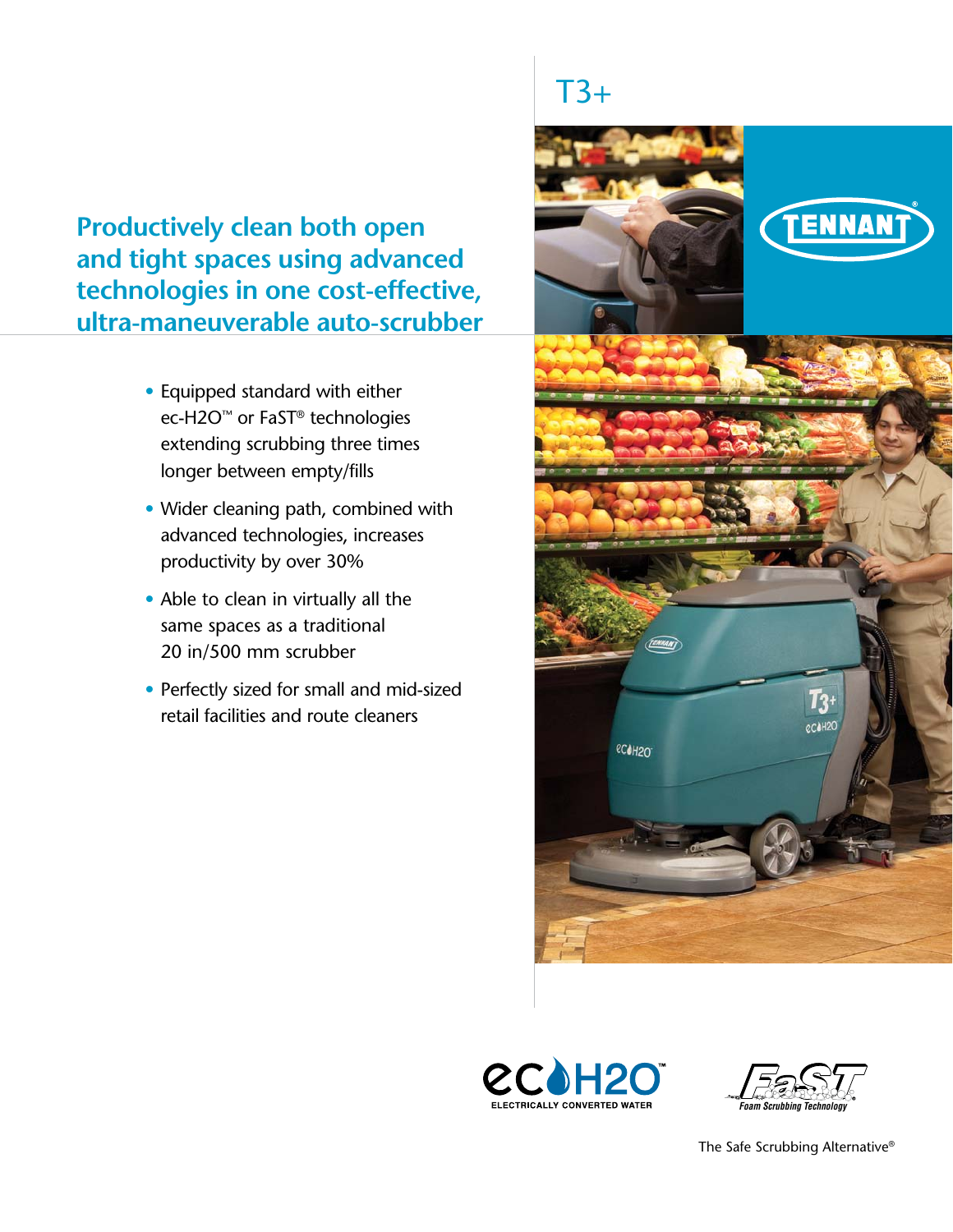# T3+

## Productively clean both open and tight spaces using advanced technologies in one cost-effective, ultra-maneuverable auto-scrubber

- Equipped standard with either ec-H2O™ or FaST® technologies extending scrubbing three times longer between empty/fills
- Wider cleaning path, combined with advanced technologies, increases productivity by over 30%
- Able to clean in virtually all the same spaces as a traditional 20 in/500 mm scrubber
- Perfectly sized for small and mid-sized retail facilities and route cleaners

The Safe Scrubbing Alternative®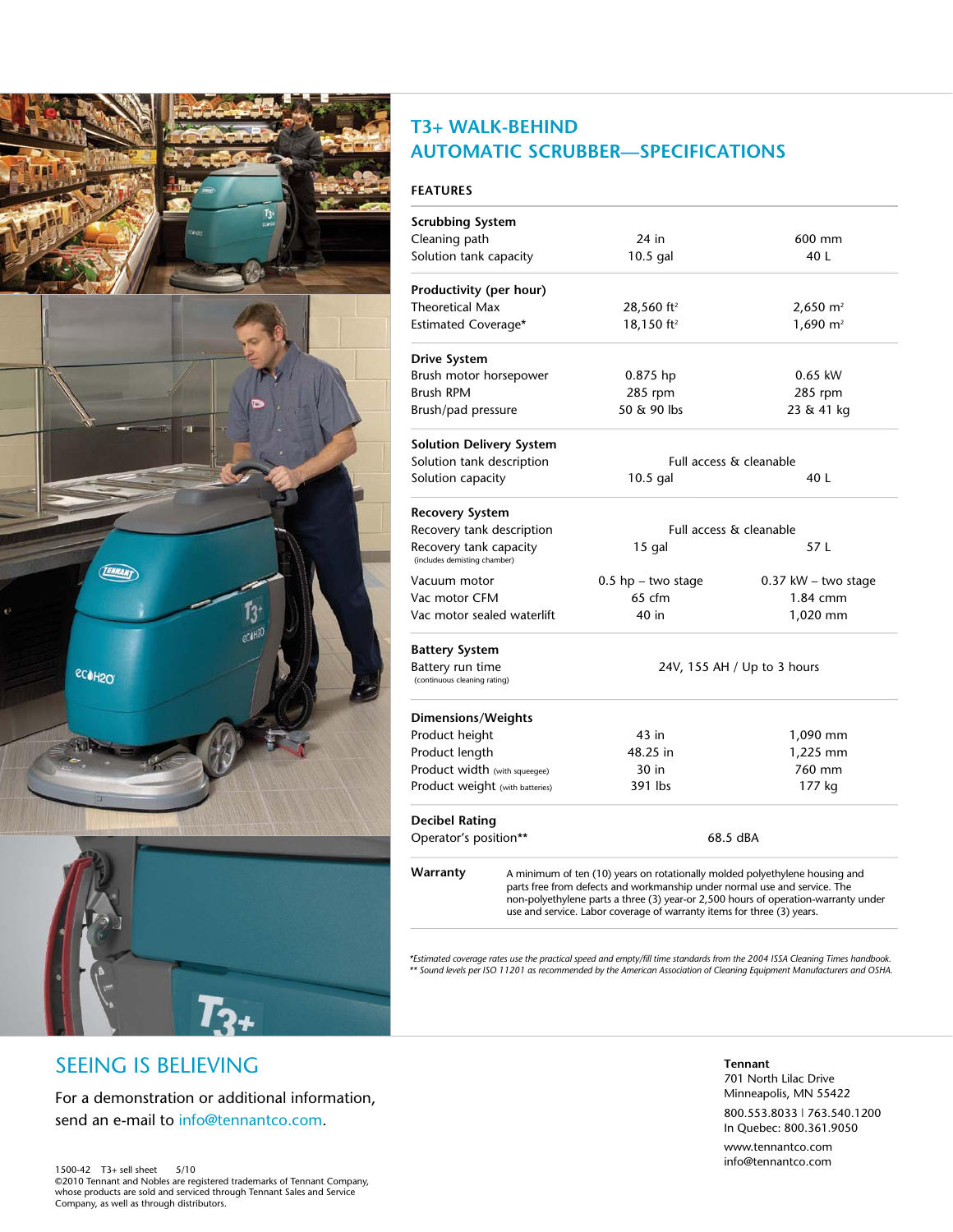# T3+ WALK-BEHIND AUTOMATIC SCRUBBER—SPECIFICATIONS

## FEATURES

| | | |
|---|---|---|
| **Scrubbing System** | | |
| Cleaning path | 24 in | 600 mm |
| Solution tank capacity | 10.5 gal | 40 L |
| **Productivity (per hour)** | | |
| Theoretical Max | 28,560 ft² | 2,650 m² |
| Estimated Coverage* | 18,150 ft² | 1,690 m² |
| **Drive System** | | |
| Brush motor horsepower | 0.875 hp | 0.65 kW |
| Brush RPM | 285 rpm | 285 rpm |
| Brush/pad pressure | 50 & 90 lbs | 23 & 41 kg |
| **Solution Delivery System** | | |
| Solution tank description | Full access & cleanable | |
| Solution capacity | 10.5 gal | 40 L |
| **Recovery System** | | |
| Recovery tank description | Full access & cleanable | |
| Recovery tank capacity (includes demisting chamber) | 15 gal | 57 L |
| Vacuum motor | 0.5 hp – two stage | 0.37 kW – two stage |
| Vac motor CFM | 65 cfm | 1.84 cmm |
| Vac motor sealed waterlift | 40 in | 1,020 mm |
| **Battery System** | | |
| Battery run time (continuous cleaning rating) | 24V, 155 AH / Up to 3 hours | |
| **Dimensions/Weights** | | |
| Product height | 43 in | 1,090 mm |
| Product length | 48.25 in | 1,225 mm |
| Product width (with squeegee) | 30 in | 760 mm |
| Product weight (with batteries) | 391 lbs | 177 kg |
| **Decibel Rating** | | |
| Operator's position** | 68.5 dBA | |

**Warranty** A minimum of ten (10) years on rotationally molded polyethylene housing and parts free from defects and workmanship under normal use and service. The non-polyethylene parts a three (3) year-or 2,500 hours of operation-warranty under use and service. Labor coverage of warranty items for three (3) years.

*\*Estimated coverage rates use the practical speed and empty/fill time standards from the 2004 ISSA Cleaning Times handbook.*
*\*\* Sound levels per ISO 11201 as recommended by the American Association of Cleaning Equipment Manufacturers and OSHA.*

## SEEING IS BELIEVING

For a demonstration or additional information, send an e-mail to info@tennantco.com.

**Tennant**
701 North Lilac Drive
Minneapolis, MN 55422
800.553.8033 | 763.540.1200
In Quebec: 800.361.9050
www.tennantco.com
info@tennantco.com

1500-42 T3+ sell sheet 5/10
©2010 Tennant and Nobles are registered trademarks of Tennant Company, whose products are sold and serviced through Tennant Sales and Service Company, as well as through distributors.